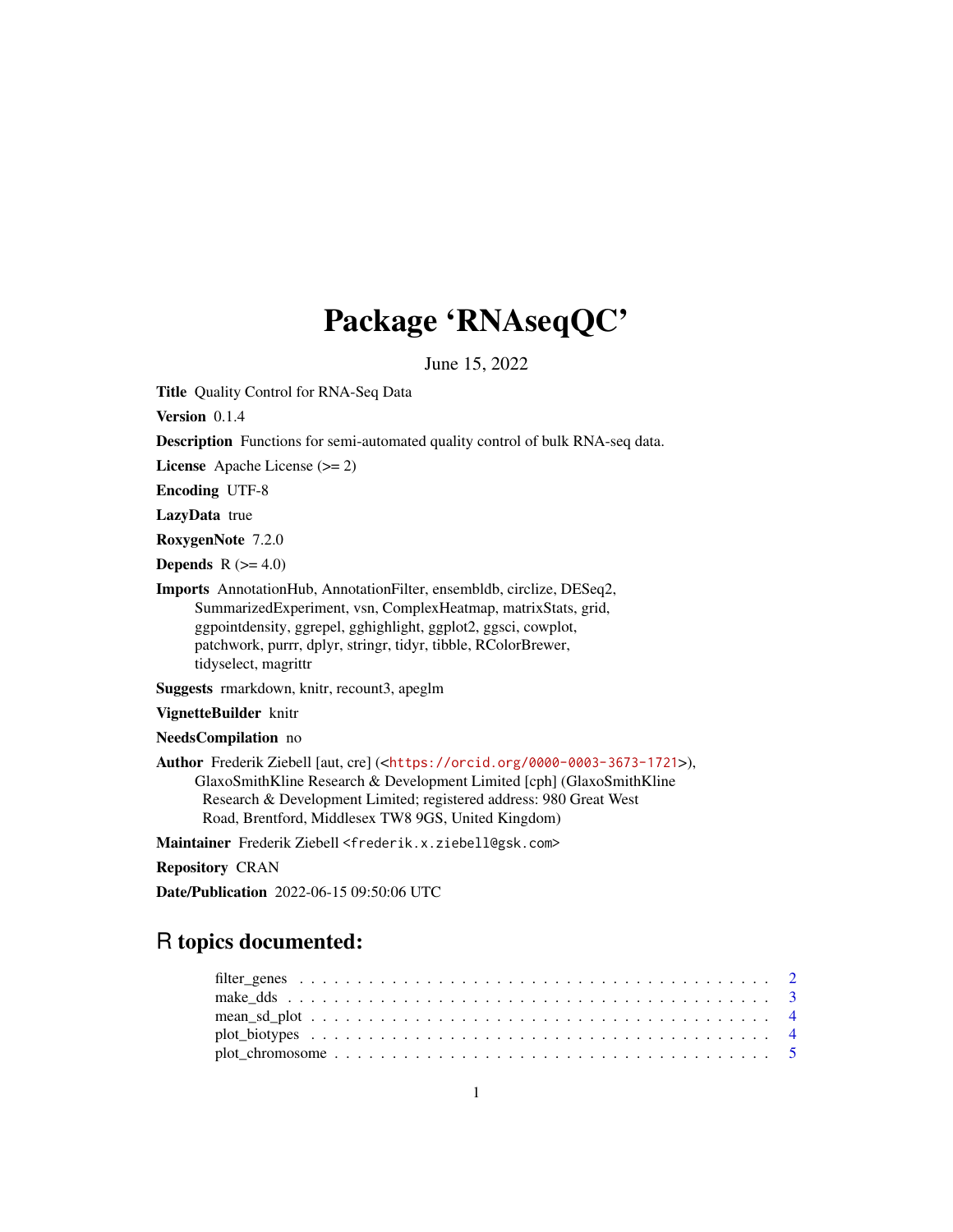# Package 'RNAseqQC'

June 15, 2022

**Title** Quality Control for RNA-Seq Data

**Version** 0.1.4

**Description** Functions for semi-automated quality control of bulk RNA-seq data.

**License** Apache License (>= 2)

**Encoding** UTF-8

**LazyData** true

**RoxygenNote** 7.2.0

**Depends** R (>= 4.0)

**Imports** AnnotationHub, AnnotationFilter, ensembldb, circlize, DESeq2, SummarizedExperiment, vsn, ComplexHeatmap, matrixStats, grid, ggpointdensity, ggrepel, gghighlight, ggplot2, ggsci, cowplot, patchwork, purrr, dplyr, stringr, tidyr, tibble, RColorBrewer, tidyselect, magrittr

**Suggests** rmarkdown, knitr, recount3, apeglm

**VignetteBuilder** knitr

**NeedsCompilation** no

**Author** Frederik Ziebell [aut, cre] (<https://orcid.org/0000-0003-3673-1721>), GlaxoSmithKline Research & Development Limited [cph] (GlaxoSmithKline Research & Development Limited; registered address: 980 Great West Road, Brentford, Middlesex TW8 9GS, United Kingdom)

**Maintainer** Frederik Ziebell <frederik.x.ziebell@gsk.com>

**Repository** CRAN

**Date/Publication** 2022-06-15 09:50:06 UTC

## R topics documented:

filter_genes . . . . . . . . . . . . . . . . . . . . . . . . . . . . . . . . . . . . . . . . 2
make_dds . . . . . . . . . . . . . . . . . . . . . . . . . . . . . . . . . . . . . . . . . 3
mean_sd_plot . . . . . . . . . . . . . . . . . . . . . . . . . . . . . . . . . . . . . . . 4
plot_biotypes . . . . . . . . . . . . . . . . . . . . . . . . . . . . . . . . . . . . . . . 4
plot_chromosome . . . . . . . . . . . . . . . . . . . . . . . . . . . . . . . . . . . . . 5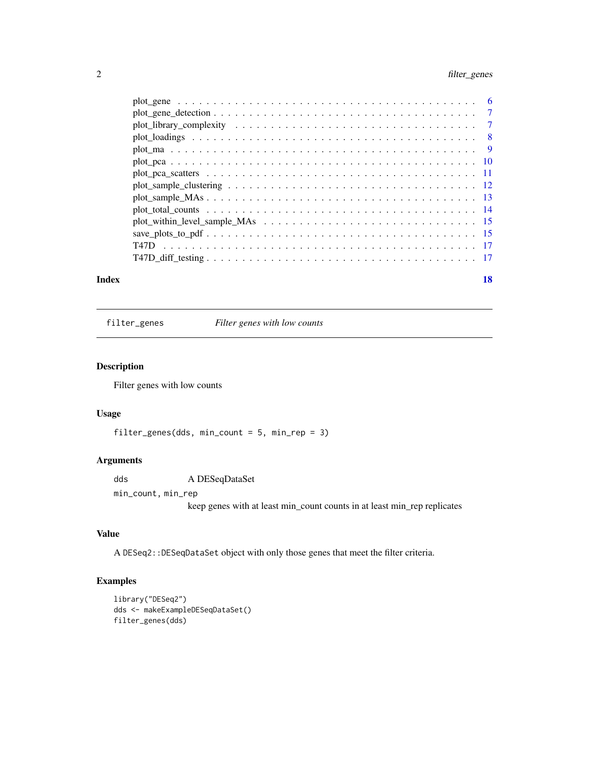| | |
|---|---|
| plot_gene | 6 |
| plot_gene_detection | 7 |
| plot_library_complexity | 7 |
| plot_loadings | 8 |
| plot_ma | 9 |
| plot_pca | 10 |
| plot_pca_scatters | 11 |
| plot_sample_clustering | 12 |
| plot_sample_MAs | 13 |
| plot_total_counts | 14 |
| plot_within_level_sample_MAs | 15 |
| save_plots_to_pdf | 15 |
| T47D | 17 |
| T47D_diff_testing | 17 |

**Index** **18**

---

`filter_genes` *Filter genes with low counts*

---

## Description

Filter genes with low counts

## Usage

```
filter_genes(dds, min_count = 5, min_rep = 3)
```

## Arguments

| | |
|---|---|
| `dds` | A DESeqDataSet |
| `min_count, min_rep` | keep genes with at least min_count counts in at least min_rep replicates |

## Value

A `DESeq2::DESeqDataSet` object with only those genes that meet the filter criteria.

## Examples

```
library("DESeq2")
dds <- makeExampleDESeqDataSet()
filter_genes(dds)
```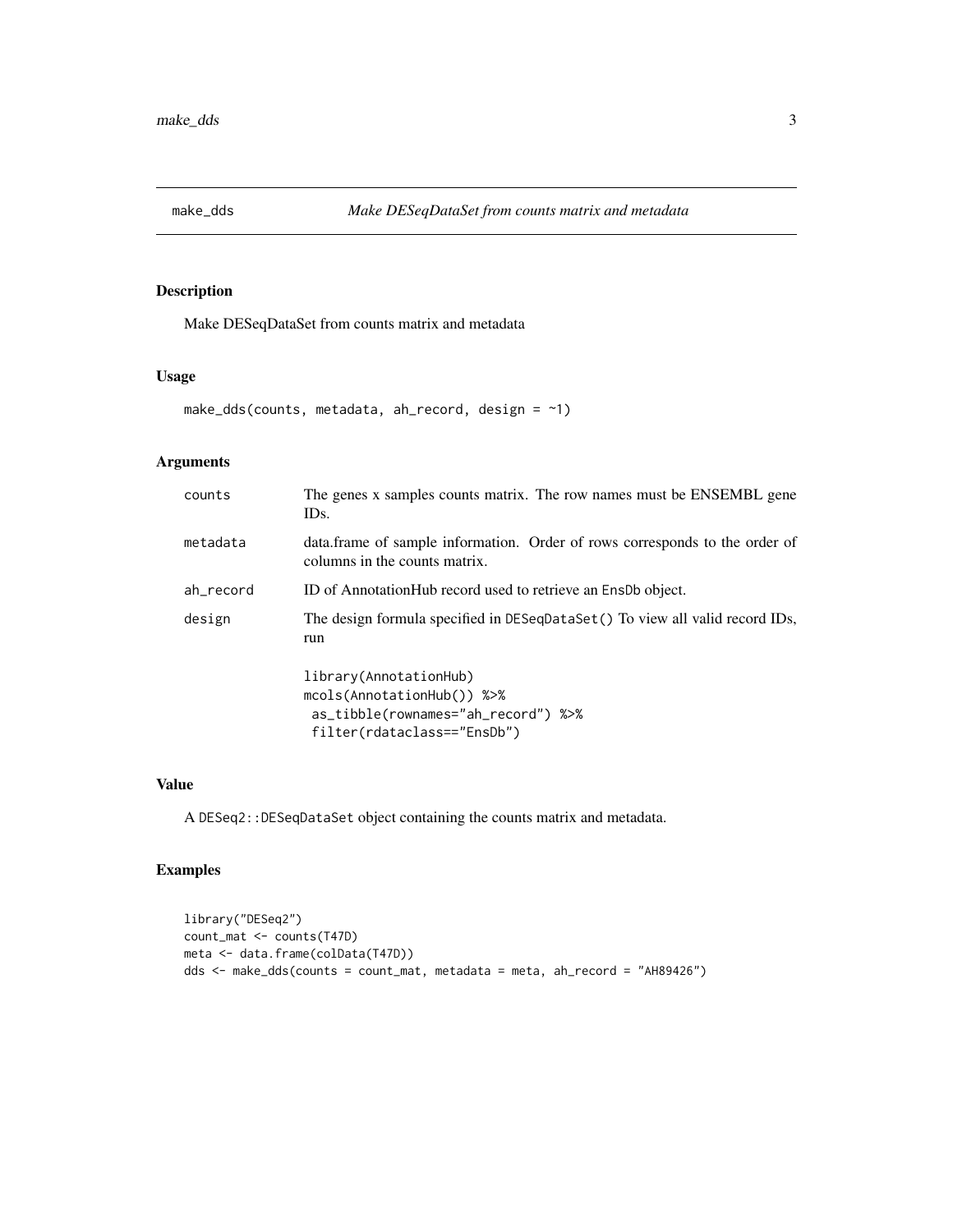# make_dds — *Make DESeqDataSet from counts matrix and metadata*

## Description

Make DESeqDataSet from counts matrix and metadata

## Usage

```
make_dds(counts, metadata, ah_record, design = ~1)
```

## Arguments

| Argument | Description |
| --- | --- |
| `counts` | The genes x samples counts matrix. The row names must be ENSEMBL gene IDs. |
| `metadata` | data.frame of sample information. Order of rows corresponds to the order of columns in the counts matrix. |
| `ah_record` | ID of AnnotationHub record used to retrieve an `EnsDb` object. |
| `design` | The design formula specified in `DESeqDataSet()` To view all valid record IDs, run |

```
library(AnnotationHub)
mcols(AnnotationHub()) %>%
 as_tibble(rownames="ah_record") %>%
 filter(rdataclass=="EnsDb")
```

## Value

A `DESeq2::DESeqDataSet` object containing the counts matrix and metadata.

## Examples

```
library("DESeq2")
count_mat <- counts(T47D)
meta <- data.frame(colData(T47D))
dds <- make_dds(counts = count_mat, metadata = meta, ah_record = "AH89426")
```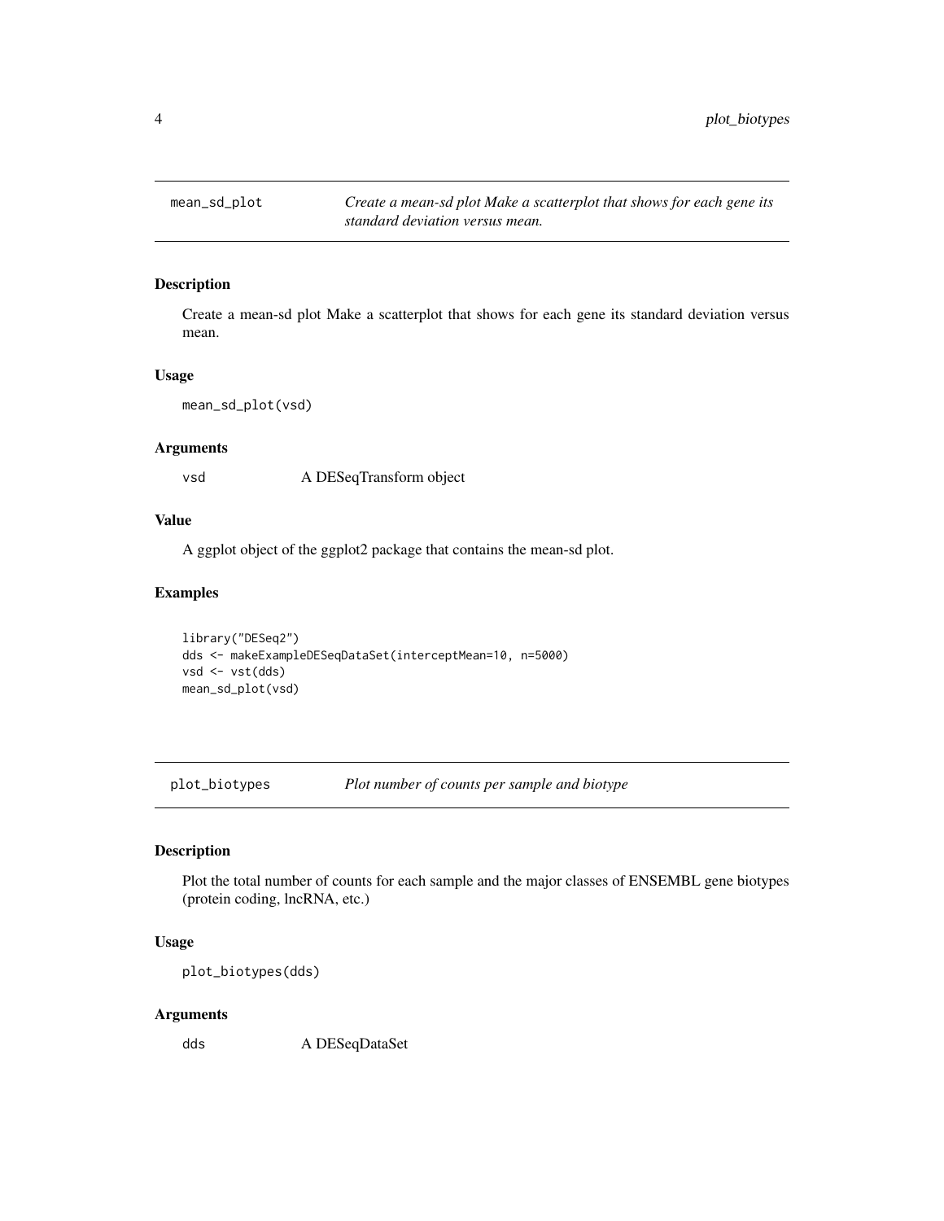## mean_sd_plot *Create a mean-sd plot Make a scatterplot that shows for each gene its standard deviation versus mean.*

### Description

Create a mean-sd plot Make a scatterplot that shows for each gene its standard deviation versus mean.

### Usage

```
mean_sd_plot(vsd)
```

### Arguments

| | |
|---|---|
| vsd | A DESeqTransform object |

### Value

A ggplot object of the ggplot2 package that contains the mean-sd plot.

### Examples

```
library("DESeq2")
dds <- makeExampleDESeqDataSet(interceptMean=10, n=5000)
vsd <- vst(dds)
mean_sd_plot(vsd)
```

## plot_biotypes *Plot number of counts per sample and biotype*

### Description

Plot the total number of counts for each sample and the major classes of ENSEMBL gene biotypes (protein coding, lncRNA, etc.)

### Usage

```
plot_biotypes(dds)
```

### Arguments

| | |
|---|---|
| dds | A DESeqDataSet |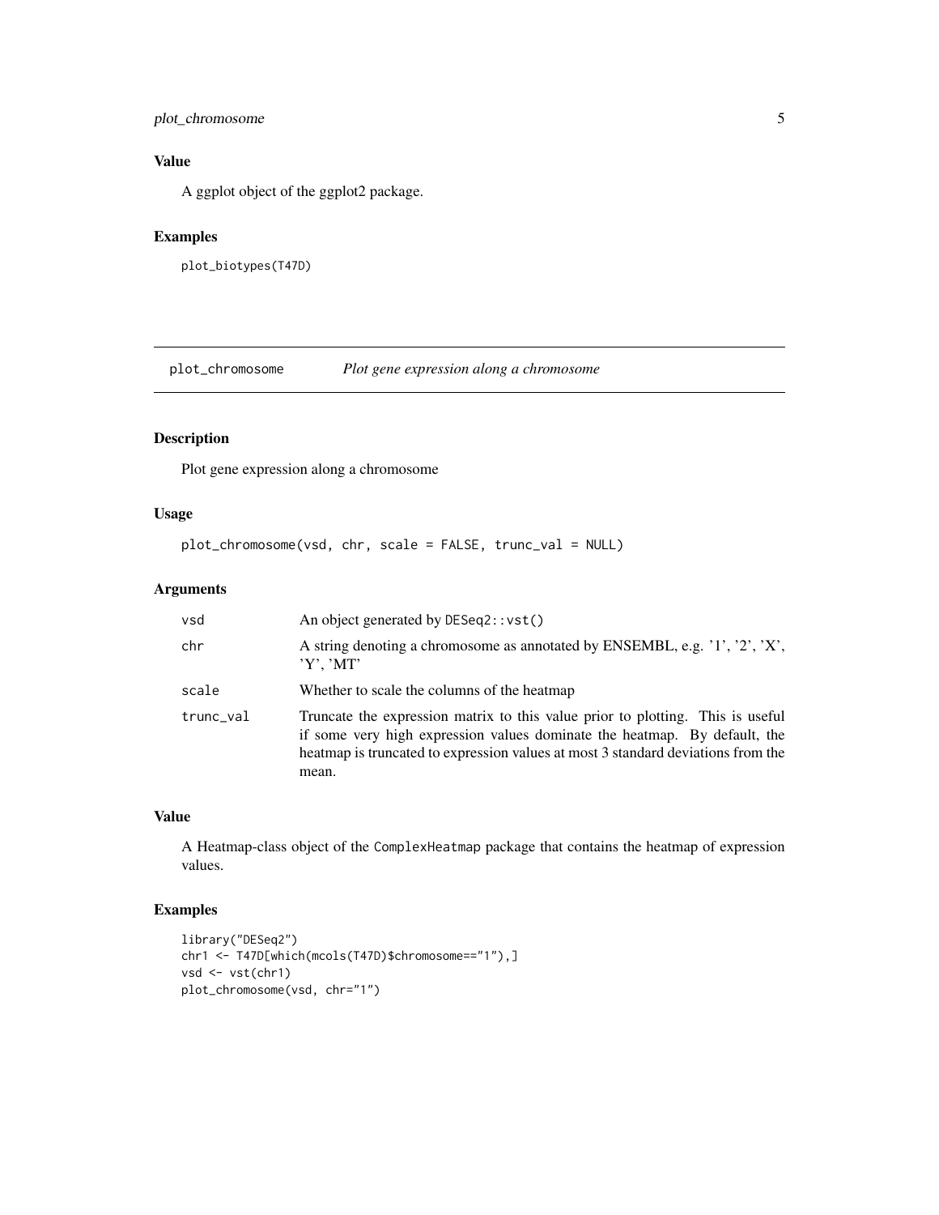### Value

A ggplot object of the ggplot2 package.

### Examples

```
plot_biotypes(T47D)
```

## plot_chromosome — *Plot gene expression along a chromosome*

### Description

Plot gene expression along a chromosome

### Usage

```
plot_chromosome(vsd, chr, scale = FALSE, trunc_val = NULL)
```

### Arguments

| | |
|---|---|
| vsd | An object generated by `DESeq2::vst()` |
| chr | A string denoting a chromosome as annotated by ENSEMBL, e.g. '1', '2', 'X', 'Y', 'MT' |
| scale | Whether to scale the columns of the heatmap |
| trunc_val | Truncate the expression matrix to this value prior to plotting. This is useful if some very high expression values dominate the heatmap. By default, the heatmap is truncated to expression values at most 3 standard deviations from the mean. |

### Value

A Heatmap-class object of the `ComplexHeatmap` package that contains the heatmap of expression values.

### Examples

```
library("DESeq2")
chr1 <- T47D[which(mcols(T47D)$chromosome=="1"),]
vsd <- vst(chr1)
plot_chromosome(vsd, chr="1")
```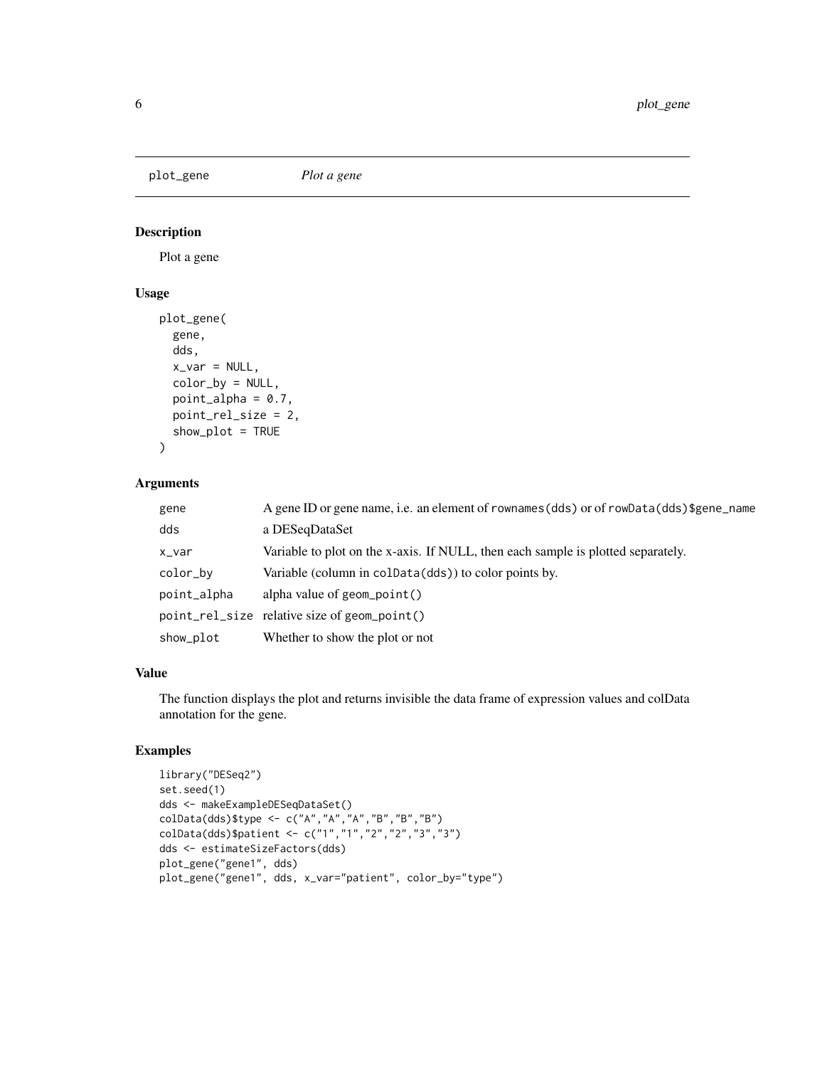## plot_gene — *Plot a gene*

### Description

Plot a gene

### Usage

```
plot_gene(
  gene,
  dds,
  x_var = NULL,
  color_by = NULL,
  point_alpha = 0.7,
  point_rel_size = 2,
  show_plot = TRUE
)
```

### Arguments

| | |
|---|---|
| gene | A gene ID or gene name, i.e. an element of `rownames(dds)` or of `rowData(dds)$gene_name` |
| dds | a DESeqDataSet |
| x_var | Variable to plot on the x-axis. If NULL, then each sample is plotted separately. |
| color_by | Variable (column in `colData(dds)`) to color points by. |
| point_alpha | alpha value of `geom_point()` |
| point_rel_size | relative size of `geom_point()` |
| show_plot | Whether to show the plot or not |

### Value

The function displays the plot and returns invisible the data frame of expression values and colData annotation for the gene.

### Examples

```
library("DESeq2")
set.seed(1)
dds <- makeExampleDESeqDataSet()
colData(dds)$type <- c("A","A","A","B","B","B")
colData(dds)$patient <- c("1","1","2","2","3","3")
dds <- estimateSizeFactors(dds)
plot_gene("gene1", dds)
plot_gene("gene1", dds, x_var="patient", color_by="type")
```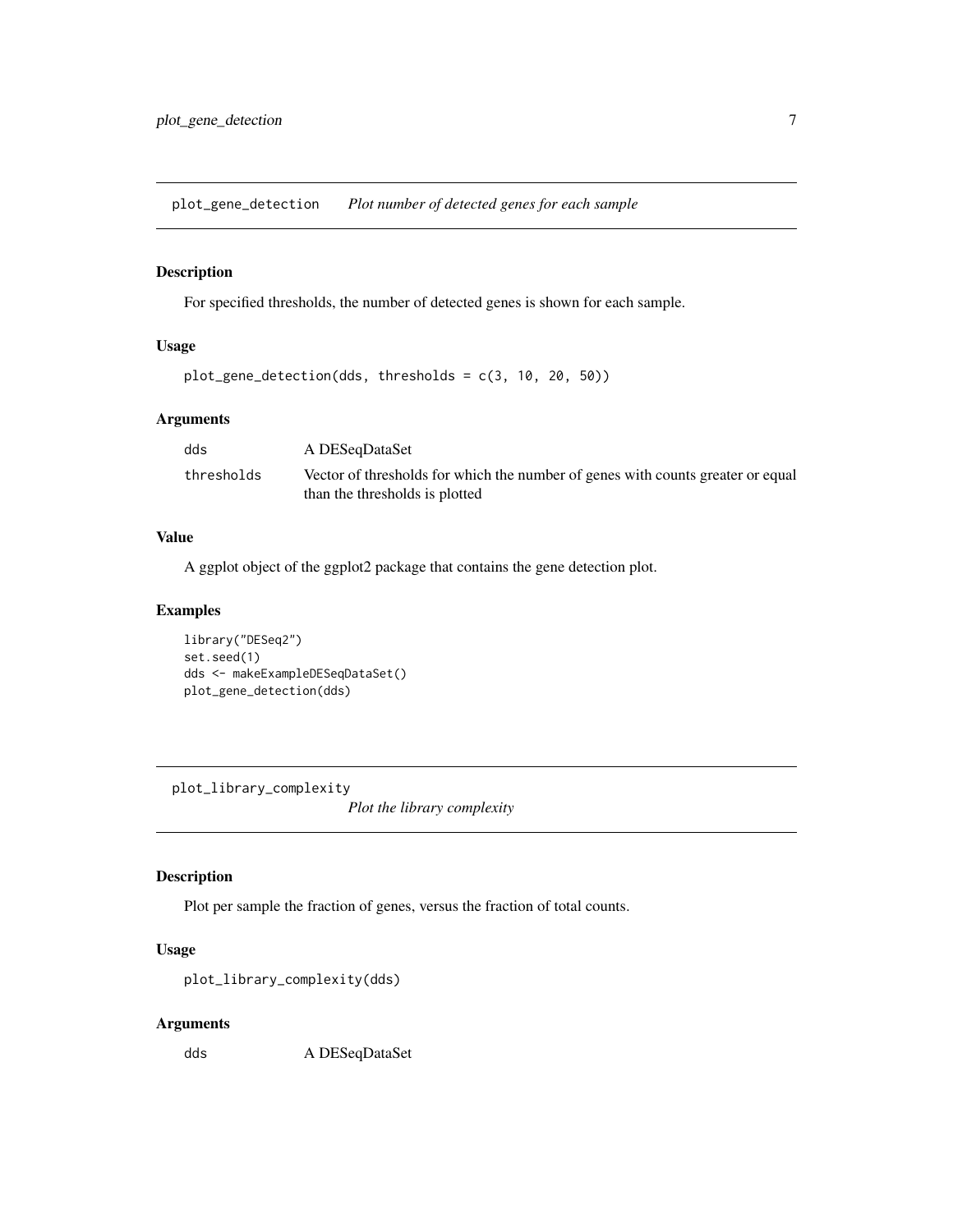## plot_gene_detection *Plot number of detected genes for each sample*

### Description

For specified thresholds, the number of detected genes is shown for each sample.

### Usage

```
plot_gene_detection(dds, thresholds = c(3, 10, 20, 50))
```

### Arguments

| | |
|---|---|
| dds | A DESeqDataSet |
| thresholds | Vector of thresholds for which the number of genes with counts greater or equal than the thresholds is plotted |

### Value

A ggplot object of the ggplot2 package that contains the gene detection plot.

### Examples

```
library("DESeq2")
set.seed(1)
dds <- makeExampleDESeqDataSet()
plot_gene_detection(dds)
```

## plot_library_complexity *Plot the library complexity*

### Description

Plot per sample the fraction of genes, versus the fraction of total counts.

### Usage

```
plot_library_complexity(dds)
```

### Arguments

| | |
|---|---|
| dds | A DESeqDataSet |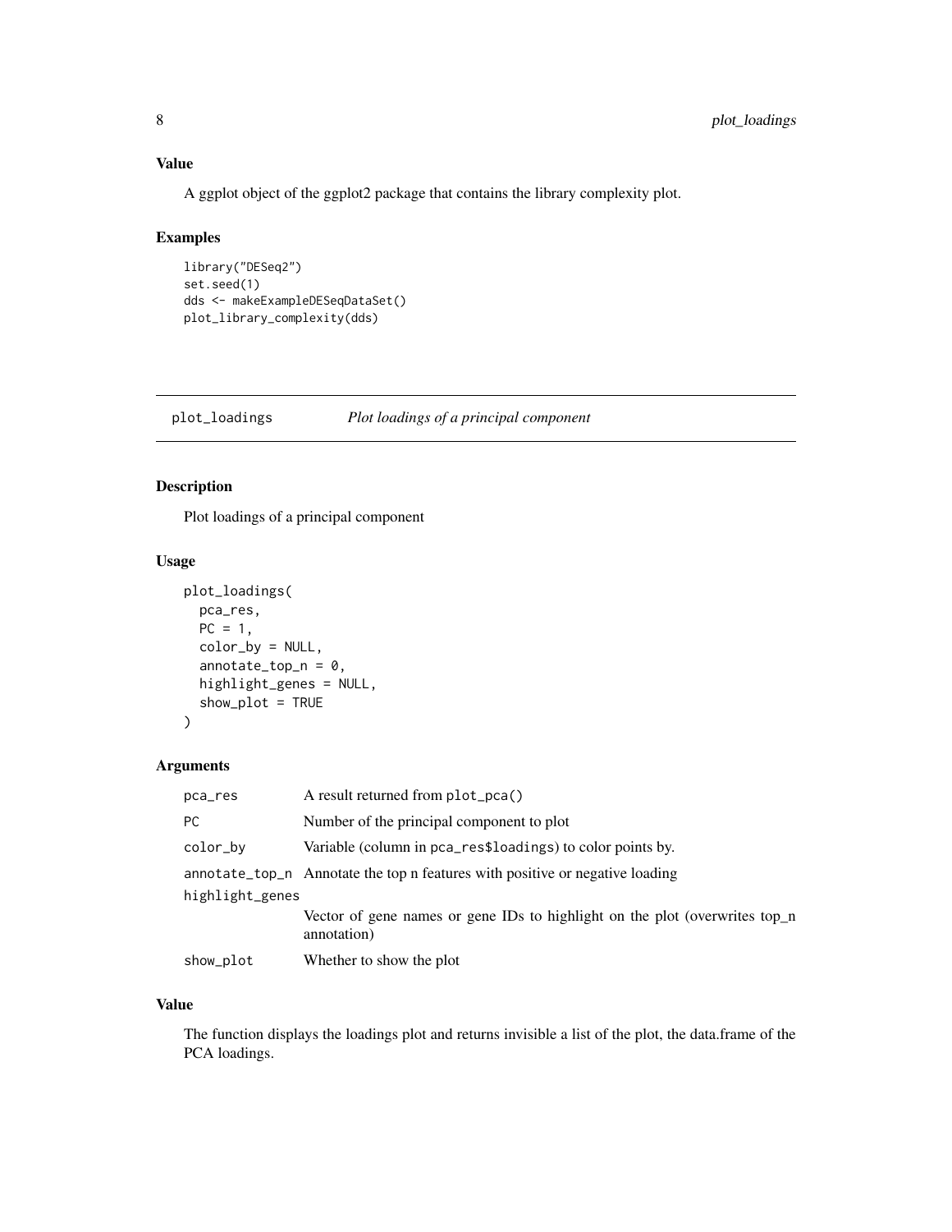## Value

A ggplot object of the ggplot2 package that contains the library complexity plot.

## Examples

```
library("DESeq2")
set.seed(1)
dds <- makeExampleDESeqDataSet()
plot_library_complexity(dds)
```

---

# plot_loadings    *Plot loadings of a principal component*

## Description

Plot loadings of a principal component

## Usage

```
plot_loadings(
  pca_res,
  PC = 1,
  color_by = NULL,
  annotate_top_n = 0,
  highlight_genes = NULL,
  show_plot = TRUE
)
```

## Arguments

| | |
|---|---|
| pca_res | A result returned from `plot_pca()` |
| PC | Number of the principal component to plot |
| color_by | Variable (column in `pca_res$loadings`) to color points by. |
| annotate_top_n | Annotate the top n features with positive or negative loading |
| highlight_genes | Vector of gene names or gene IDs to highlight on the plot (overwrites top_n annotation) |
| show_plot | Whether to show the plot |

## Value

The function displays the loadings plot and returns invisible a list of the plot, the data.frame of the PCA loadings.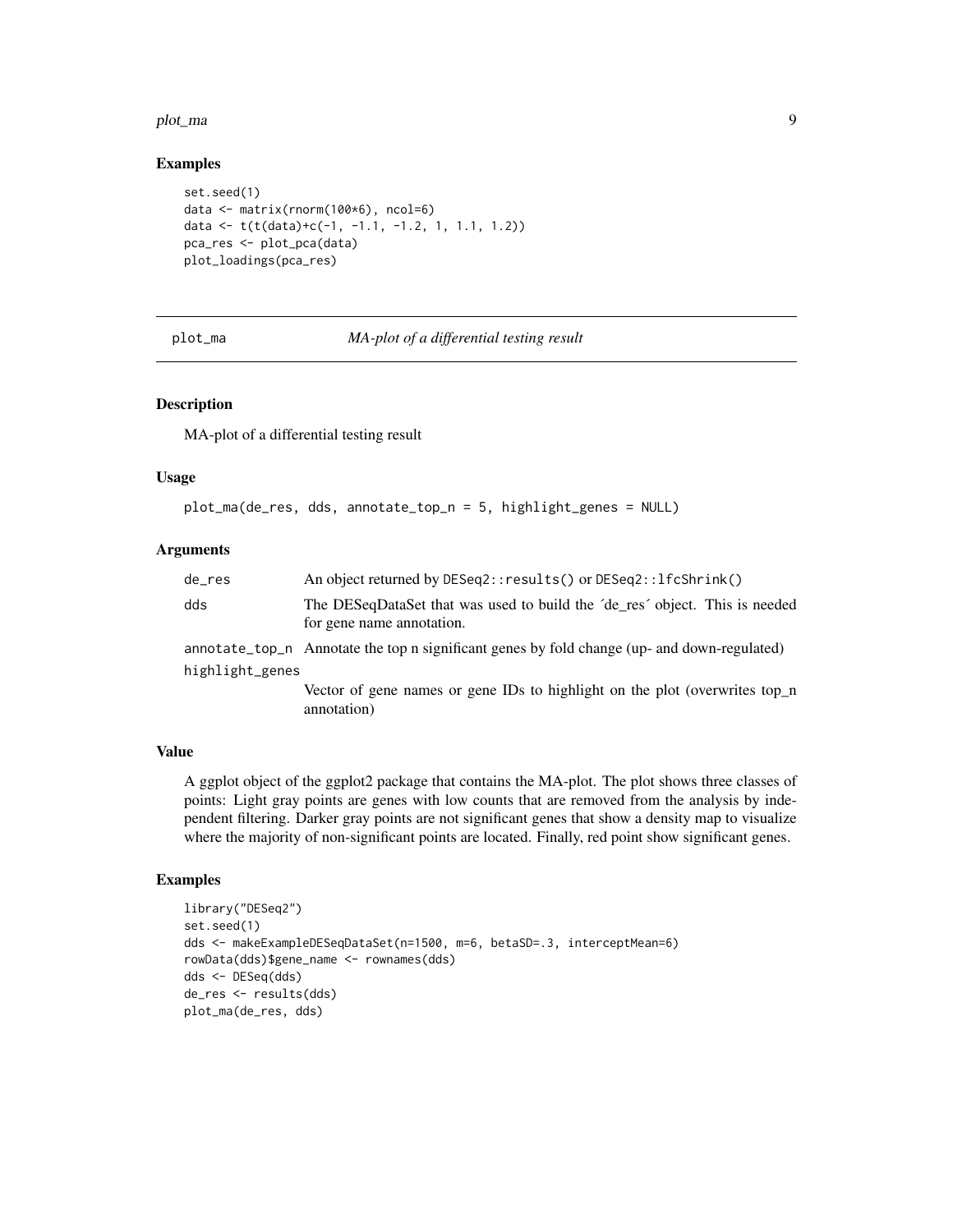### Examples

```
set.seed(1)
data <- matrix(rnorm(100*6), ncol=6)
data <- t(t(data)+c(-1, -1.1, -1.2, 1, 1.1, 1.2))
pca_res <- plot_pca(data)
plot_loadings(pca_res)
```

---

## plot_ma — *MA-plot of a differential testing result*

---

### Description

MA-plot of a differential testing result

### Usage

```
plot_ma(de_res, dds, annotate_top_n = 5, highlight_genes = NULL)
```

### Arguments

| | |
|---|---|
| de_res | An object returned by `DESeq2::results()` or `DESeq2::lfcShrink()` |
| dds | The DESeqDataSet that was used to build the ´de_res´ object. This is needed for gene name annotation. |
| annotate_top_n | Annotate the top n significant genes by fold change (up- and down-regulated) |
| highlight_genes | Vector of gene names or gene IDs to highlight on the plot (overwrites top_n annotation) |

### Value

A ggplot object of the ggplot2 package that contains the MA-plot. The plot shows three classes of points: Light gray points are genes with low counts that are removed from the analysis by independent filtering. Darker gray points are not significant genes that show a density map to visualize where the majority of non-significant points are located. Finally, red point show significant genes.

### Examples

```
library("DESeq2")
set.seed(1)
dds <- makeExampleDESeqDataSet(n=1500, m=6, betaSD=.3, interceptMean=6)
rowData(dds)$gene_name <- rownames(dds)
dds <- DESeq(dds)
de_res <- results(dds)
plot_ma(de_res, dds)
```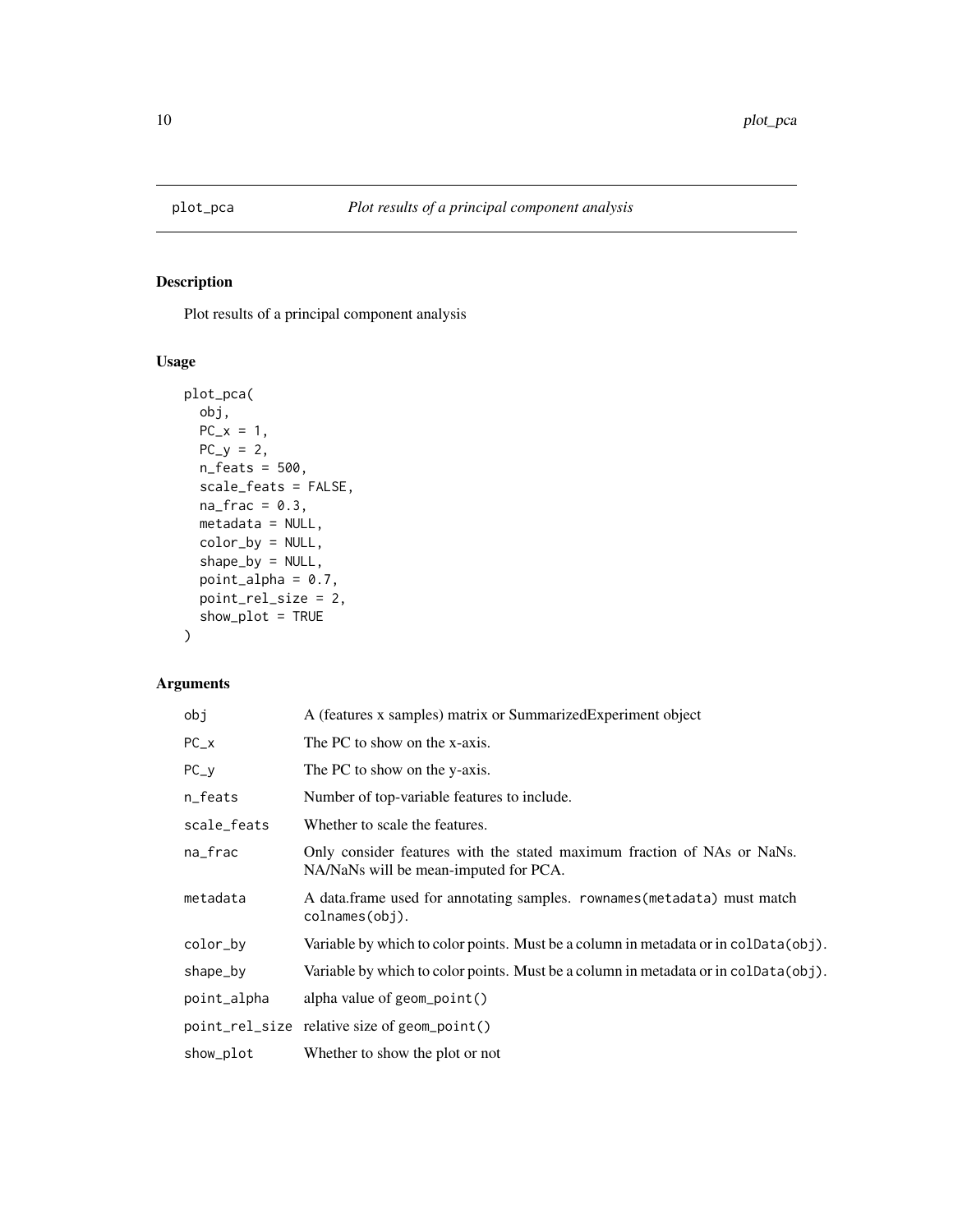# plot_pca — *Plot results of a principal component analysis*

## Description

Plot results of a principal component analysis

## Usage

```
plot_pca(
  obj,
  PC_x = 1,
  PC_y = 2,
  n_feats = 500,
  scale_feats = FALSE,
  na_frac = 0.3,
  metadata = NULL,
  color_by = NULL,
  shape_by = NULL,
  point_alpha = 0.7,
  point_rel_size = 2,
  show_plot = TRUE
)
```

## Arguments

| | |
|---|---|
| `obj` | A (features x samples) matrix or SummarizedExperiment object |
| `PC_x` | The PC to show on the x-axis. |
| `PC_y` | The PC to show on the y-axis. |
| `n_feats` | Number of top-variable features to include. |
| `scale_feats` | Whether to scale the features. |
| `na_frac` | Only consider features with the stated maximum fraction of NAs or NaNs. NA/NaNs will be mean-imputed for PCA. |
| `metadata` | A data.frame used for annotating samples. `rownames(metadata)` must match `colnames(obj)`. |
| `color_by` | Variable by which to color points. Must be a column in metadata or in `colData(obj)`. |
| `shape_by` | Variable by which to color points. Must be a column in metadata or in `colData(obj)`. |
| `point_alpha` | alpha value of `geom_point()` |
| `point_rel_size` | relative size of `geom_point()` |
| `show_plot` | Whether to show the plot or not |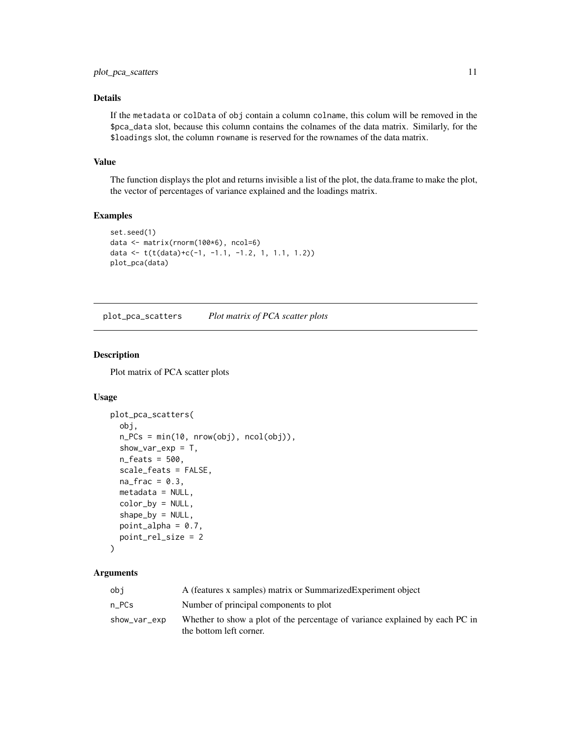### Details

If the `metadata` or `colData` of `obj` contain a column `colname`, this colum will be removed in the `$pca_data` slot, because this column contains the colnames of the data matrix. Similarly, for the `$loadings` slot, the column `rowname` is reserved for the rownames of the data matrix.

### Value

The function displays the plot and returns invisible a list of the plot, the data.frame to make the plot, the vector of percentages of variance explained and the loadings matrix.

### Examples

```
set.seed(1)
data <- matrix(rnorm(100*6), ncol=6)
data <- t(t(data)+c(-1, -1.1, -1.2, 1, 1.1, 1.2))
plot_pca(data)
```

---

## plot_pca_scatters *Plot matrix of PCA scatter plots*

---

### Description

Plot matrix of PCA scatter plots

### Usage

```
plot_pca_scatters(
  obj,
  n_PCs = min(10, nrow(obj), ncol(obj)),
  show_var_exp = T,
  n_feats = 500,
  scale_feats = FALSE,
  na_frac = 0.3,
  metadata = NULL,
  color_by = NULL,
  shape_by = NULL,
  point_alpha = 0.7,
  point_rel_size = 2
)
```

### Arguments

| | |
|---|---|
| `obj` | A (features x samples) matrix or SummarizedExperiment object |
| `n_PCs` | Number of principal components to plot |
| `show_var_exp` | Whether to show a plot of the percentage of variance explained by each PC in the bottom left corner. |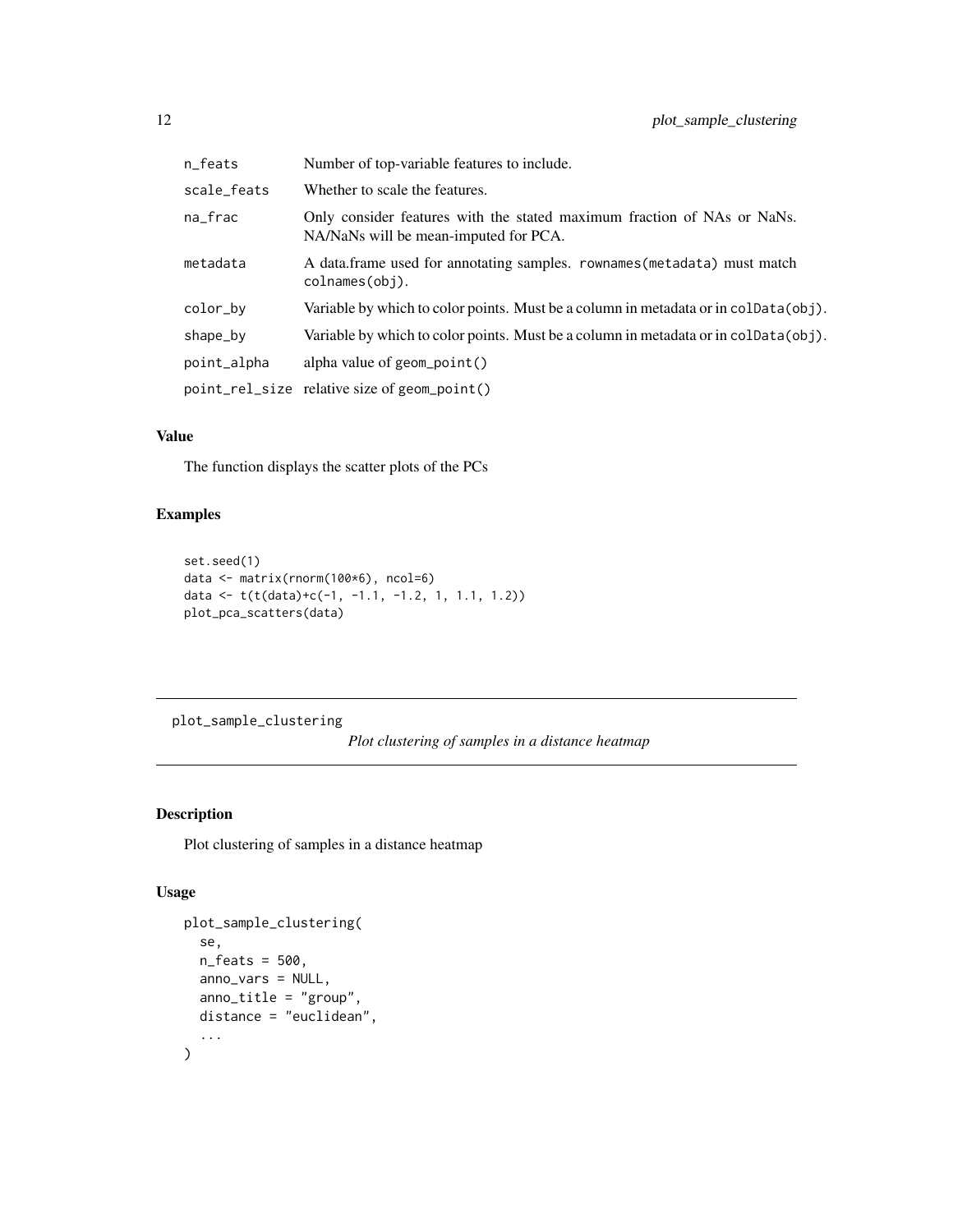| | |
|---|---|
| n_feats | Number of top-variable features to include. |
| scale_feats | Whether to scale the features. |
| na_frac | Only consider features with the stated maximum fraction of NAs or NaNs. NA/NaNs will be mean-imputed for PCA. |
| metadata | A data.frame used for annotating samples. rownames(metadata) must match colnames(obj). |
| color_by | Variable by which to color points. Must be a column in metadata or in colData(obj). |
| shape_by | Variable by which to color points. Must be a column in metadata or in colData(obj). |
| point_alpha | alpha value of geom_point() |
| point_rel_size | relative size of geom_point() |

### Value

The function displays the scatter plots of the PCs

### Examples

```
set.seed(1)
data <- matrix(rnorm(100*6), ncol=6)
data <- t(t(data)+c(-1, -1.1, -1.2, 1, 1.1, 1.2))
plot_pca_scatters(data)
```

---

## plot_sample_clustering    *Plot clustering of samples in a distance heatmap*

---

### Description

Plot clustering of samples in a distance heatmap

### Usage

```
plot_sample_clustering(
  se,
  n_feats = 500,
  anno_vars = NULL,
  anno_title = "group",
  distance = "euclidean",
  ...
)
```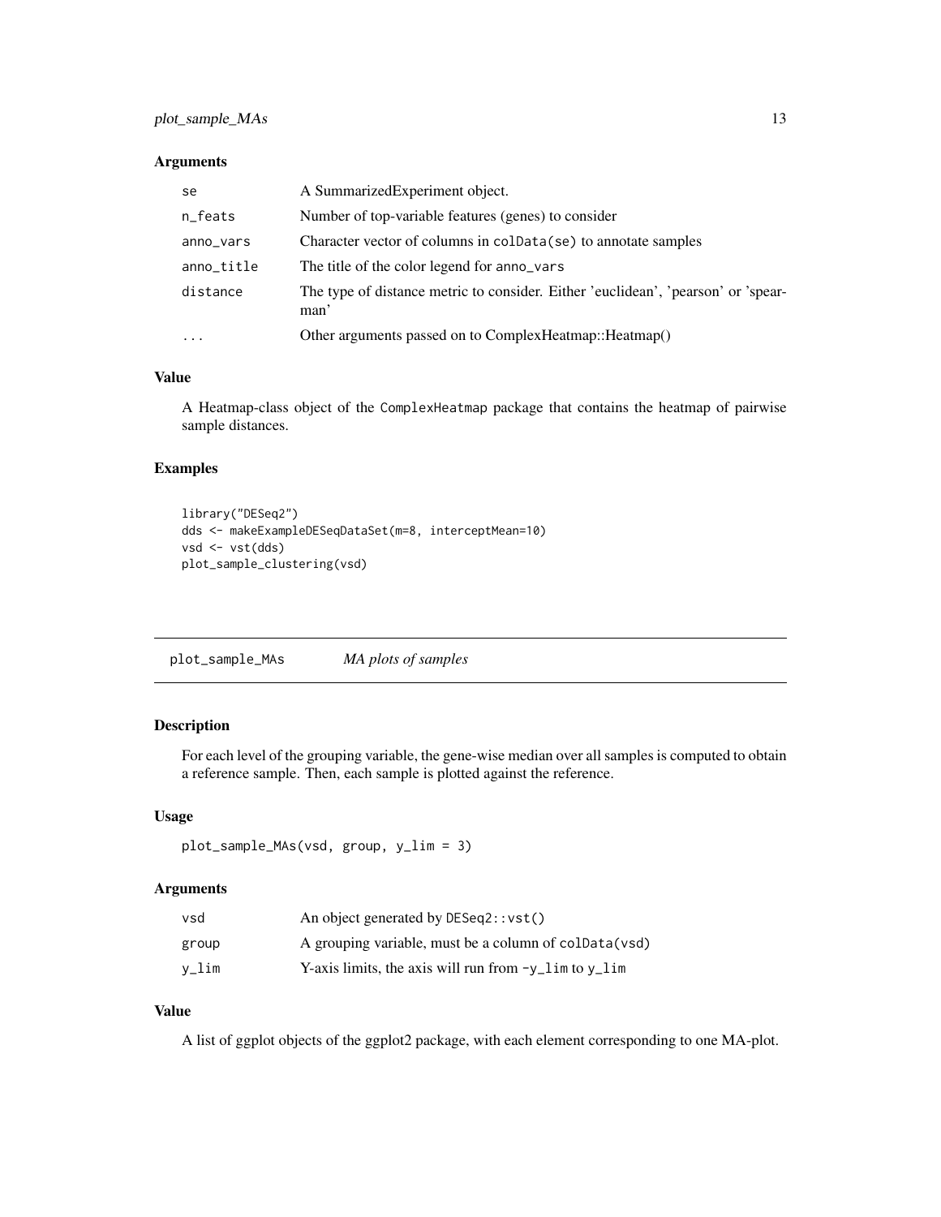## Arguments

| | |
|---|---|
| se | A SummarizedExperiment object. |
| n_feats | Number of top-variable features (genes) to consider |
| anno_vars | Character vector of columns in colData(se) to annotate samples |
| anno_title | The title of the color legend for anno_vars |
| distance | The type of distance metric to consider. Either 'euclidean', 'pearson' or 'spearman' |
| ... | Other arguments passed on to ComplexHeatmap::Heatmap() |

## Value

A Heatmap-class object of the ComplexHeatmap package that contains the heatmap of pairwise sample distances.

## Examples

```
library("DESeq2")
dds <- makeExampleDESeqDataSet(m=8, interceptMean=10)
vsd <- vst(dds)
plot_sample_clustering(vsd)
```

---

# plot_sample_MAs *MA plots of samples*

---

## Description

For each level of the grouping variable, the gene-wise median over all samples is computed to obtain a reference sample. Then, each sample is plotted against the reference.

## Usage

```
plot_sample_MAs(vsd, group, y_lim = 3)
```

## Arguments

| | |
|---|---|
| vsd | An object generated by DESeq2::vst() |
| group | A grouping variable, must be a column of colData(vsd) |
| y_lim | Y-axis limits, the axis will run from -y_lim to y_lim |

## Value

A list of ggplot objects of the ggplot2 package, with each element corresponding to one MA-plot.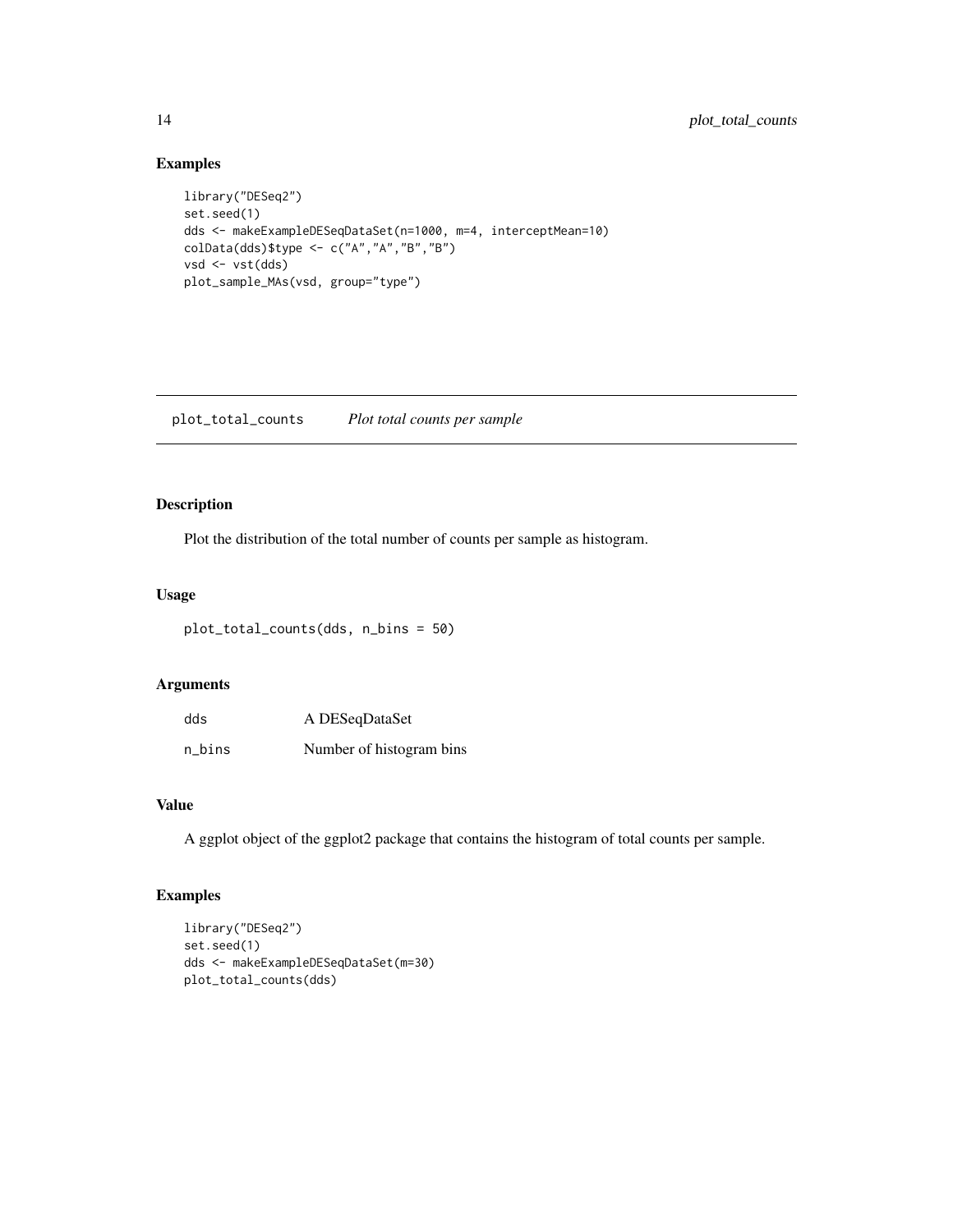## Examples

```
library("DESeq2")
set.seed(1)
dds <- makeExampleDESeqDataSet(n=1000, m=4, interceptMean=10)
colData(dds)$type <- c("A","A","B","B")
vsd <- vst(dds)
plot_sample_MAs(vsd, group="type")
```

# plot_total_counts *Plot total counts per sample*

## Description

Plot the distribution of the total number of counts per sample as histogram.

## Usage

```
plot_total_counts(dds, n_bins = 50)
```

## Arguments

| | |
|---|---|
| dds | A DESeqDataSet |
| n_bins | Number of histogram bins |

## Value

A ggplot object of the ggplot2 package that contains the histogram of total counts per sample.

## Examples

```
library("DESeq2")
set.seed(1)
dds <- makeExampleDESeqDataSet(m=30)
plot_total_counts(dds)
```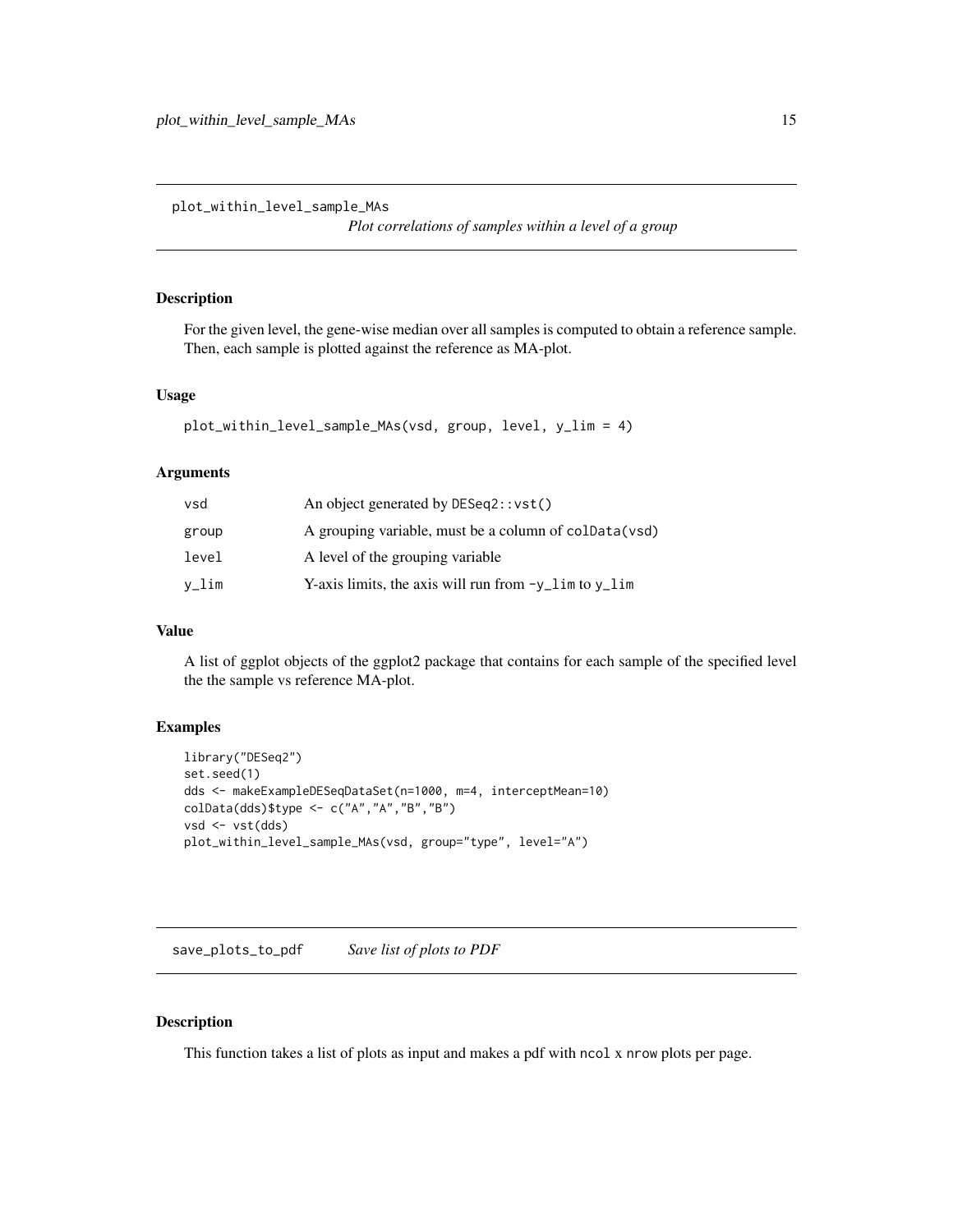## plot_within_level_sample_MAs

*Plot correlations of samples within a level of a group*

### Description

For the given level, the gene-wise median over all samples is computed to obtain a reference sample. Then, each sample is plotted against the reference as MA-plot.

### Usage

```
plot_within_level_sample_MAs(vsd, group, level, y_lim = 4)
```

### Arguments

| | |
|---|---|
| vsd | An object generated by `DESeq2::vst()` |
| group | A grouping variable, must be a column of `colData(vsd)` |
| level | A level of the grouping variable |
| y_lim | Y-axis limits, the axis will run from `-y_lim` to `y_lim` |

### Value

A list of ggplot objects of the ggplot2 package that contains for each sample of the specified level the the sample vs reference MA-plot.

### Examples

```
library("DESeq2")
set.seed(1)
dds <- makeExampleDESeqDataSet(n=1000, m=4, interceptMean=10)
colData(dds)$type <- c("A","A","B","B")
vsd <- vst(dds)
plot_within_level_sample_MAs(vsd, group="type", level="A")
```

## save_plots_to_pdf

*Save list of plots to PDF*

### Description

This function takes a list of plots as input and makes a pdf with `ncol` x `nrow` plots per page.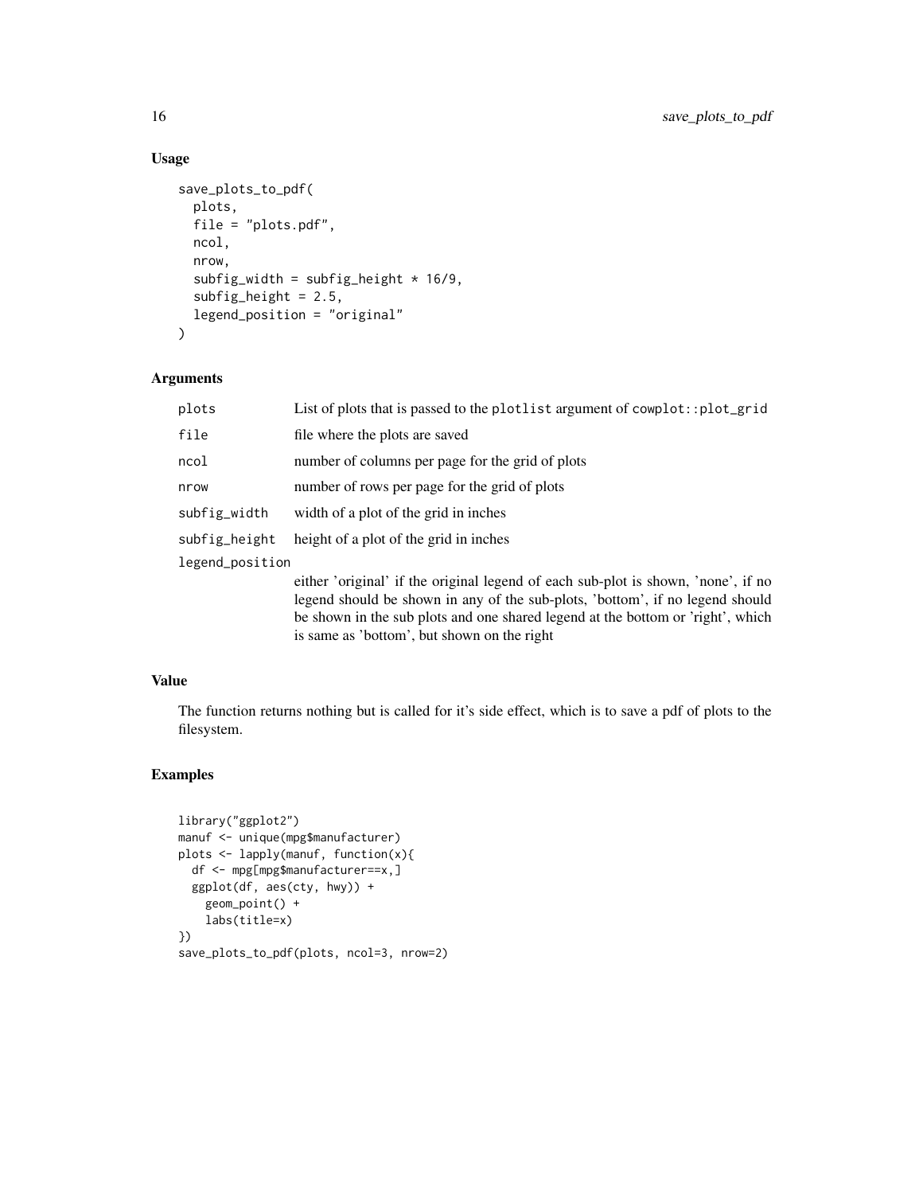### Usage

```
save_plots_to_pdf(
  plots,
  file = "plots.pdf",
  ncol,
  nrow,
  subfig_width = subfig_height * 16/9,
  subfig_height = 2.5,
  legend_position = "original"
)
```

### Arguments

| | |
|---|---|
| `plots` | List of plots that is passed to the `plotlist` argument of `cowplot::plot_grid` |
| `file` | file where the plots are saved |
| `ncol` | number of columns per page for the grid of plots |
| `nrow` | number of rows per page for the grid of plots |
| `subfig_width` | width of a plot of the grid in inches |
| `subfig_height` | height of a plot of the grid in inches |
| `legend_position` | either 'original' if the original legend of each sub-plot is shown, 'none', if no legend should be shown in any of the sub-plots, 'bottom', if no legend should be shown in the sub plots and one shared legend at the bottom or 'right', which is same as 'bottom', but shown on the right |

### Value

The function returns nothing but is called for it's side effect, which is to save a pdf of plots to the filesystem.

### Examples

```
library("ggplot2")
manuf <- unique(mpg$manufacturer)
plots <- lapply(manuf, function(x){
  df <- mpg[mpg$manufacturer==x,]
  ggplot(df, aes(cty, hwy)) +
    geom_point() +
    labs(title=x)
})
save_plots_to_pdf(plots, ncol=3, nrow=2)
```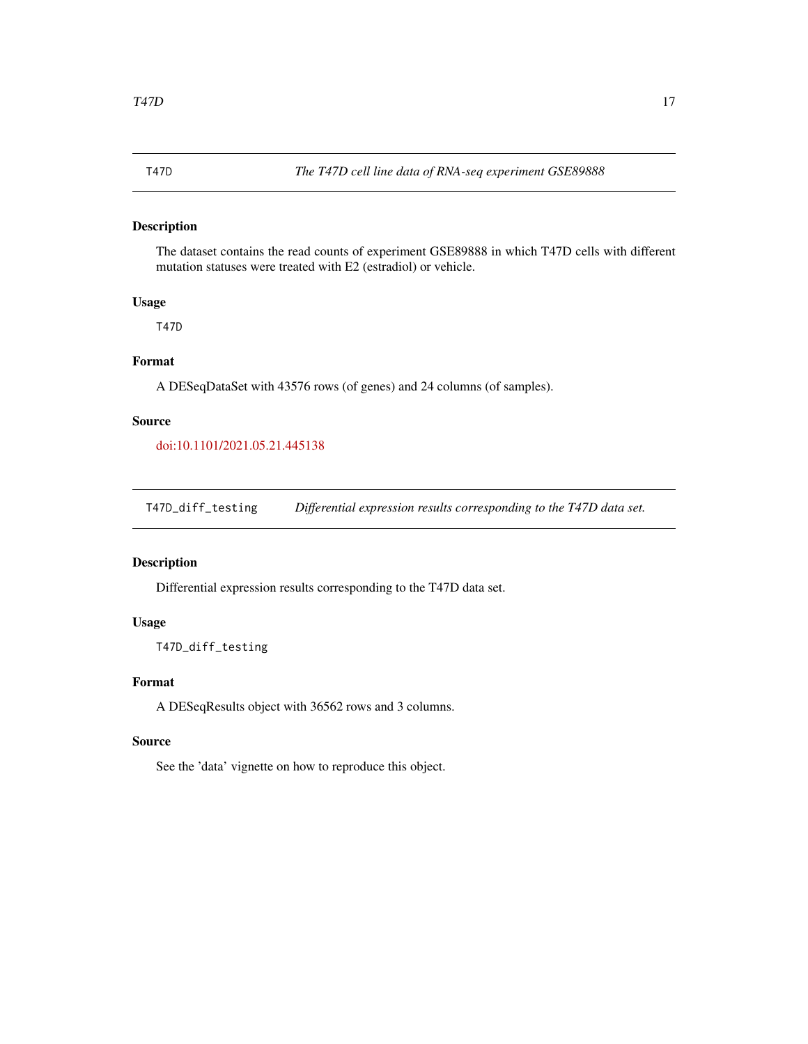## T47D — *The T47D cell line data of RNA-seq experiment GSE89888*

### Description

The dataset contains the read counts of experiment GSE89888 in which T47D cells with different mutation statuses were treated with E2 (estradiol) or vehicle.

### Usage

```
T47D
```

### Format

A DESeqDataSet with 43576 rows (of genes) and 24 columns (of samples).

### Source

doi:10.1101/2021.05.21.445138

## T47D_diff_testing — *Differential expression results corresponding to the T47D data set.*

### Description

Differential expression results corresponding to the T47D data set.

### Usage

```
T47D_diff_testing
```

### Format

A DESeqResults object with 36562 rows and 3 columns.

### Source

See the 'data' vignette on how to reproduce this object.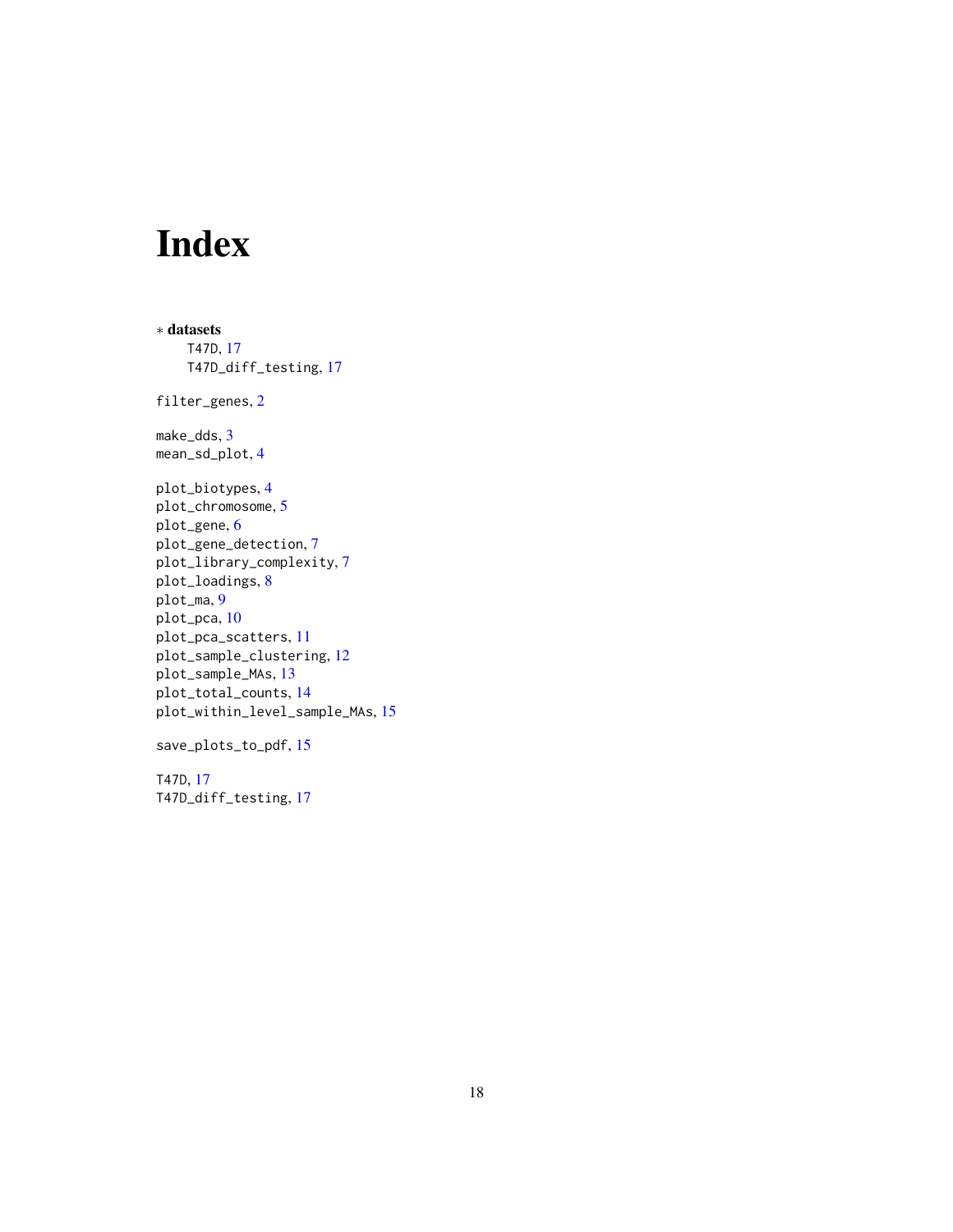# Index

∗ **datasets**
    T47D, 17
    T47D_diff_testing, 17

filter_genes, 2

make_dds, 3
mean_sd_plot, 4

plot_biotypes, 4
plot_chromosome, 5
plot_gene, 6
plot_gene_detection, 7
plot_library_complexity, 7
plot_loadings, 8
plot_ma, 9
plot_pca, 10
plot_pca_scatters, 11
plot_sample_clustering, 12
plot_sample_MAs, 13
plot_total_counts, 14
plot_within_level_sample_MAs, 15

save_plots_to_pdf, 15

T47D, 17
T47D_diff_testing, 17